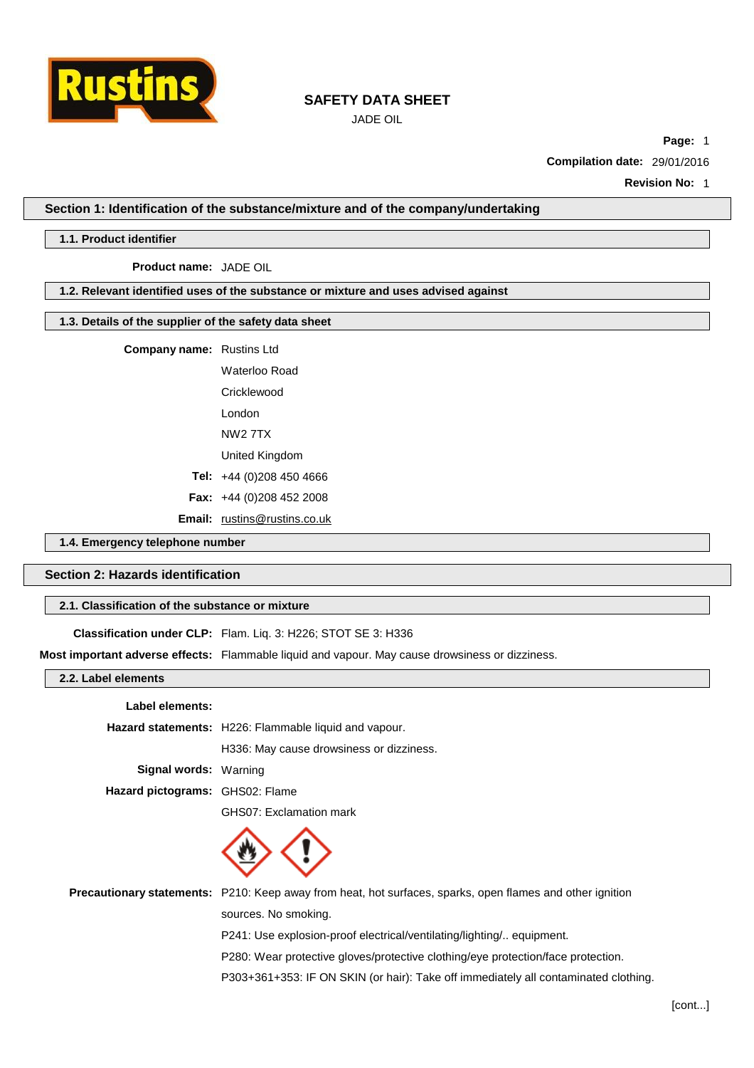# SAFETY DATA SHEET

JADE OIL

**Page:** 1

**Compilation date:** 29/01/2016

**Revision No:** 1

## Section 1: Identification of the substance/mixture and of the company/undertaking

### 1.1. Product identifier

**Product name:** JADE OIL

### 1.2. Relevant identified uses of the substance or mixture and uses advised against

### 1.3. Details of the supplier of the safety data sheet

**Company name:** Rustins Ltd

Waterloo Road

Cricklewood

London

NW2 7TX

United Kingdom

**Tel:** +44 (0)208 450 4666

**Fax:** +44 (0)208 452 2008

**Email:** rustins@rustins.co.uk

### 1.4. Emergency telephone number

## Section 2: Hazards identification

### 2.1. Classification of the substance or mixture

**Classification under CLP:** Flam. Liq. 3: H226; STOT SE 3: H336

**Most important adverse effects:** Flammable liquid and vapour. May cause drowsiness or dizziness.

### 2.2. Label elements

**Label elements:**

**Hazard statements:** H226: Flammable liquid and vapour.

H336: May cause drowsiness or dizziness.

**Signal words:** Warning

**Hazard pictograms:** GHS02: Flame

GHS07: Exclamation mark

**Precautionary statements:** P210: Keep away from heat, hot surfaces, sparks, open flames and other ignition sources. No smoking.

P241: Use explosion-proof electrical/ventilating/lighting/.. equipment.

P280: Wear protective gloves/protective clothing/eye protection/face protection.

P303+361+353: IF ON SKIN (or hair): Take off immediately all contaminated clothing.

[cont...]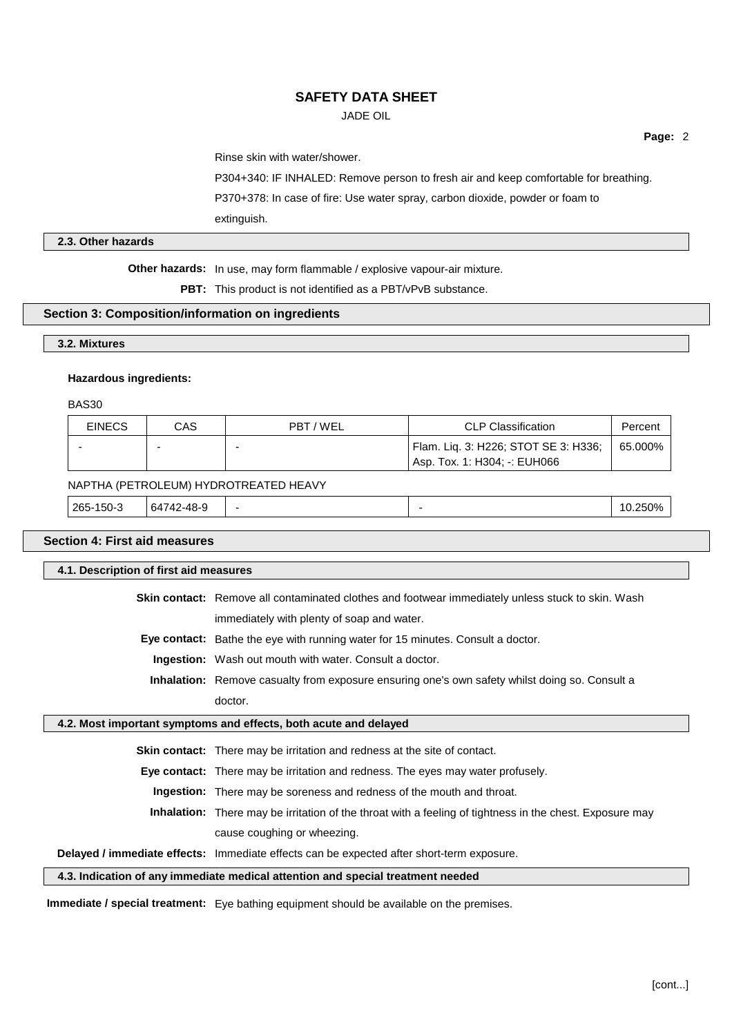Rinse skin with water/shower.

P304+340: IF INHALED: Remove person to fresh air and keep comfortable for breathing.

P370+378: In case of fire: Use water spray, carbon dioxide, powder or foam to extinguish.

### 2.3. Other hazards

**Other hazards:** In use, may form flammable / explosive vapour-air mixture.

**PBT:** This product is not identified as a PBT/vPvB substance.

## Section 3: Composition/information on ingredients

### 3.2. Mixtures

**Hazardous ingredients:**

BAS30

| EINECS | CAS | PBT / WEL | CLP Classification | Percent |
|---|---|---|---|---|
| - | - | - | Flam. Liq. 3: H226; STOT SE 3: H336; Asp. Tox. 1: H304; -: EUH066 | 65.000% |

NAPTHA (PETROLEUM) HYDROTREATED HEAVY

| EINECS | CAS | PBT / WEL | CLP Classification | Percent |
|---|---|---|---|---|
| 265-150-3 | 64742-48-9 | - | - | 10.250% |

## Section 4: First aid measures

### 4.1. Description of first aid measures

**Skin contact:** Remove all contaminated clothes and footwear immediately unless stuck to skin. Wash immediately with plenty of soap and water.

**Eye contact:** Bathe the eye with running water for 15 minutes. Consult a doctor.

**Ingestion:** Wash out mouth with water. Consult a doctor.

**Inhalation:** Remove casualty from exposure ensuring one's own safety whilst doing so. Consult a doctor.

### 4.2. Most important symptoms and effects, both acute and delayed

**Skin contact:** There may be irritation and redness at the site of contact.

**Eye contact:** There may be irritation and redness. The eyes may water profusely.

**Ingestion:** There may be soreness and redness of the mouth and throat.

**Inhalation:** There may be irritation of the throat with a feeling of tightness in the chest. Exposure may cause coughing or wheezing.

**Delayed / immediate effects:** Immediate effects can be expected after short-term exposure.

### 4.3. Indication of any immediate medical attention and special treatment needed

**Immediate / special treatment:** Eye bathing equipment should be available on the premises.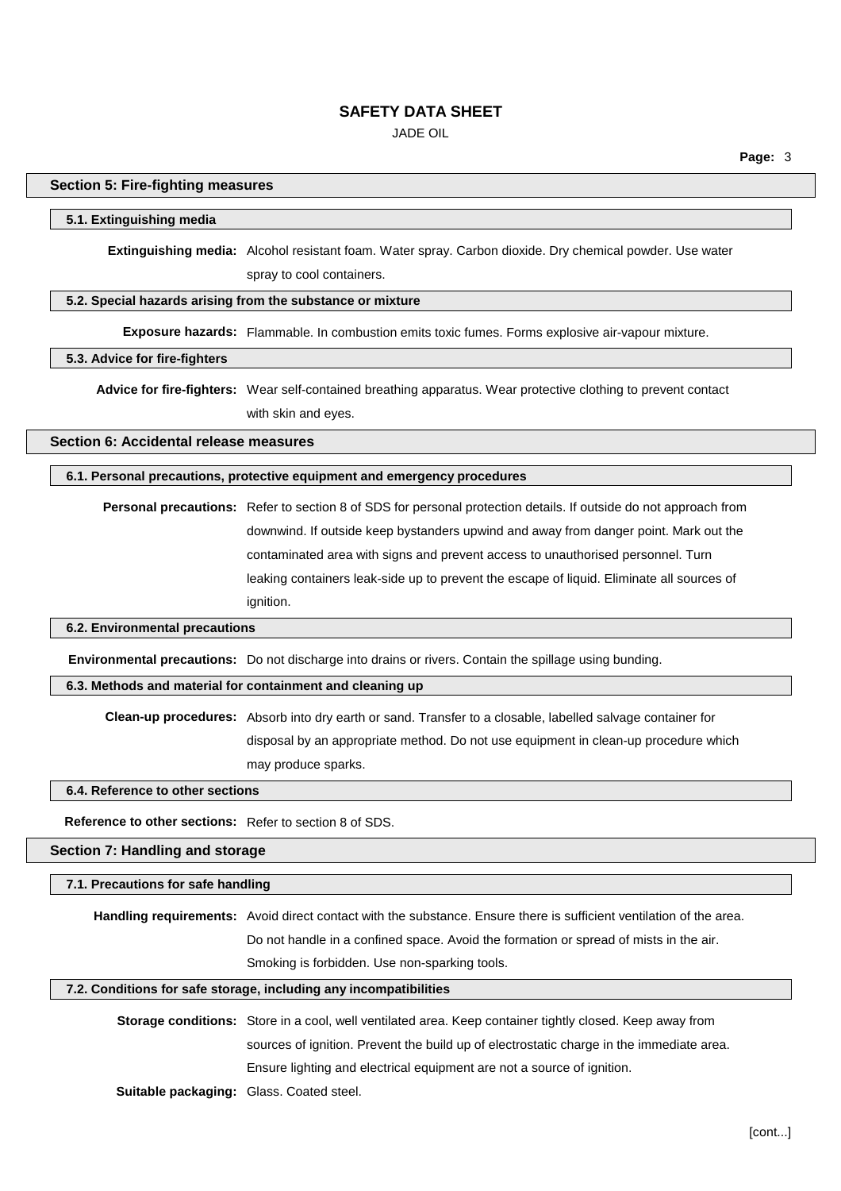## Section 5: Fire-fighting measures

### 5.1. Extinguishing media

**Extinguishing media:** Alcohol resistant foam. Water spray. Carbon dioxide. Dry chemical powder. Use water spray to cool containers.

### 5.2. Special hazards arising from the substance or mixture

**Exposure hazards:** Flammable. In combustion emits toxic fumes. Forms explosive air-vapour mixture.

### 5.3. Advice for fire-fighters

**Advice for fire-fighters:** Wear self-contained breathing apparatus. Wear protective clothing to prevent contact with skin and eyes.

## Section 6: Accidental release measures

### 6.1. Personal precautions, protective equipment and emergency procedures

**Personal precautions:** Refer to section 8 of SDS for personal protection details. If outside do not approach from downwind. If outside keep bystanders upwind and away from danger point. Mark out the contaminated area with signs and prevent access to unauthorised personnel. Turn leaking containers leak-side up to prevent the escape of liquid. Eliminate all sources of ignition.

### 6.2. Environmental precautions

**Environmental precautions:** Do not discharge into drains or rivers. Contain the spillage using bunding.

### 6.3. Methods and material for containment and cleaning up

**Clean-up procedures:** Absorb into dry earth or sand. Transfer to a closable, labelled salvage container for disposal by an appropriate method. Do not use equipment in clean-up procedure which may produce sparks.

### 6.4. Reference to other sections

**Reference to other sections:** Refer to section 8 of SDS.

## Section 7: Handling and storage

### 7.1. Precautions for safe handling

**Handling requirements:** Avoid direct contact with the substance. Ensure there is sufficient ventilation of the area. Do not handle in a confined space. Avoid the formation or spread of mists in the air. Smoking is forbidden. Use non-sparking tools.

### 7.2. Conditions for safe storage, including any incompatibilities

**Storage conditions:** Store in a cool, well ventilated area. Keep container tightly closed. Keep away from sources of ignition. Prevent the build up of electrostatic charge in the immediate area. Ensure lighting and electrical equipment are not a source of ignition.

**Suitable packaging:** Glass. Coated steel.

[cont...]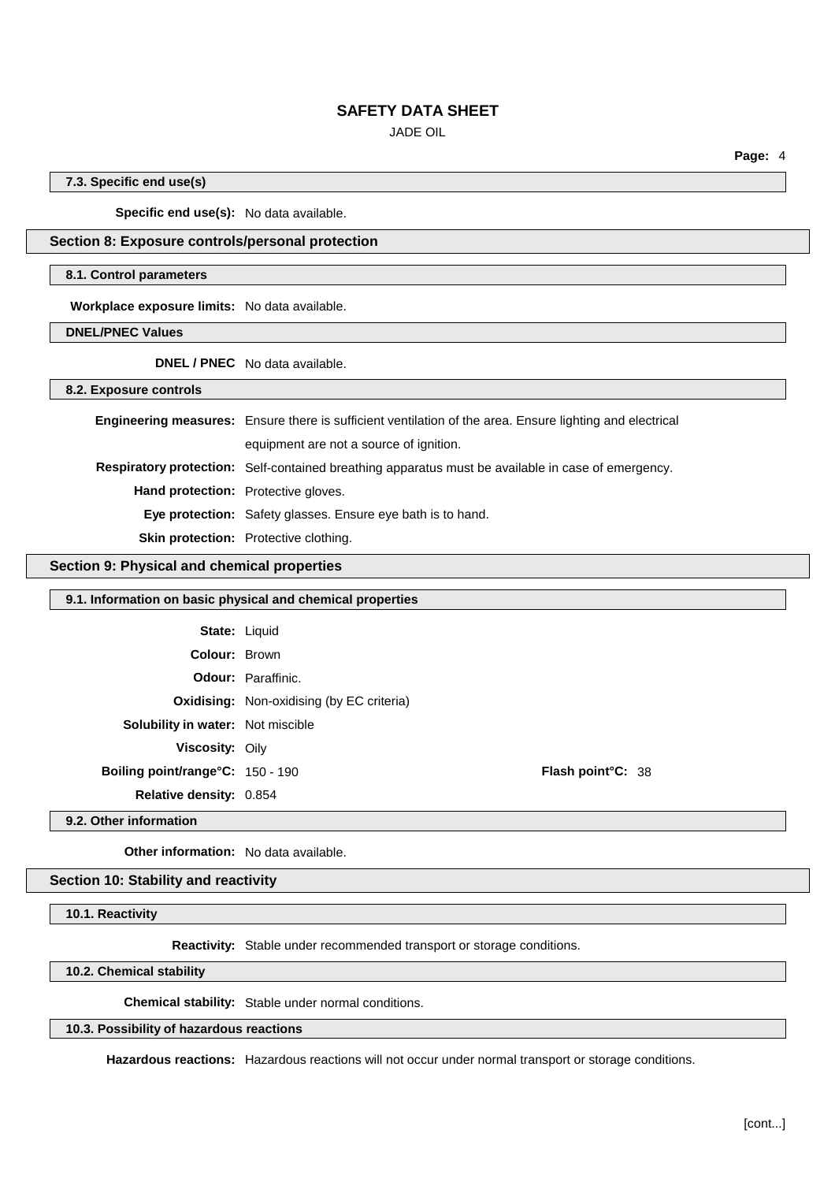### 7.3. Specific end use(s)

**Specific end use(s):** No data available.

## Section 8: Exposure controls/personal protection

### 8.1. Control parameters

**Workplace exposure limits:** No data available.

### DNEL/PNEC Values

**DNEL / PNEC** No data available.

### 8.2. Exposure controls

**Engineering measures:** Ensure there is sufficient ventilation of the area. Ensure lighting and electrical equipment are not a source of ignition.

**Respiratory protection:** Self-contained breathing apparatus must be available in case of emergency.

**Hand protection:** Protective gloves.

**Eye protection:** Safety glasses. Ensure eye bath is to hand.

**Skin protection:** Protective clothing.

## Section 9: Physical and chemical properties

### 9.1. Information on basic physical and chemical properties

**State:** Liquid

**Colour:** Brown

**Odour:** Paraffinic.

**Oxidising:** Non-oxidising (by EC criteria)

**Solubility in water:** Not miscible

**Viscosity:** Oily

**Boiling point/range°C:** 150 - 190

**Flash point°C:** 38

**Relative density:** 0.854

### 9.2. Other information

**Other information:** No data available.

## Section 10: Stability and reactivity

### 10.1. Reactivity

**Reactivity:** Stable under recommended transport or storage conditions.

### 10.2. Chemical stability

**Chemical stability:** Stable under normal conditions.

### 10.3. Possibility of hazardous reactions

**Hazardous reactions:** Hazardous reactions will not occur under normal transport or storage conditions.

[cont...]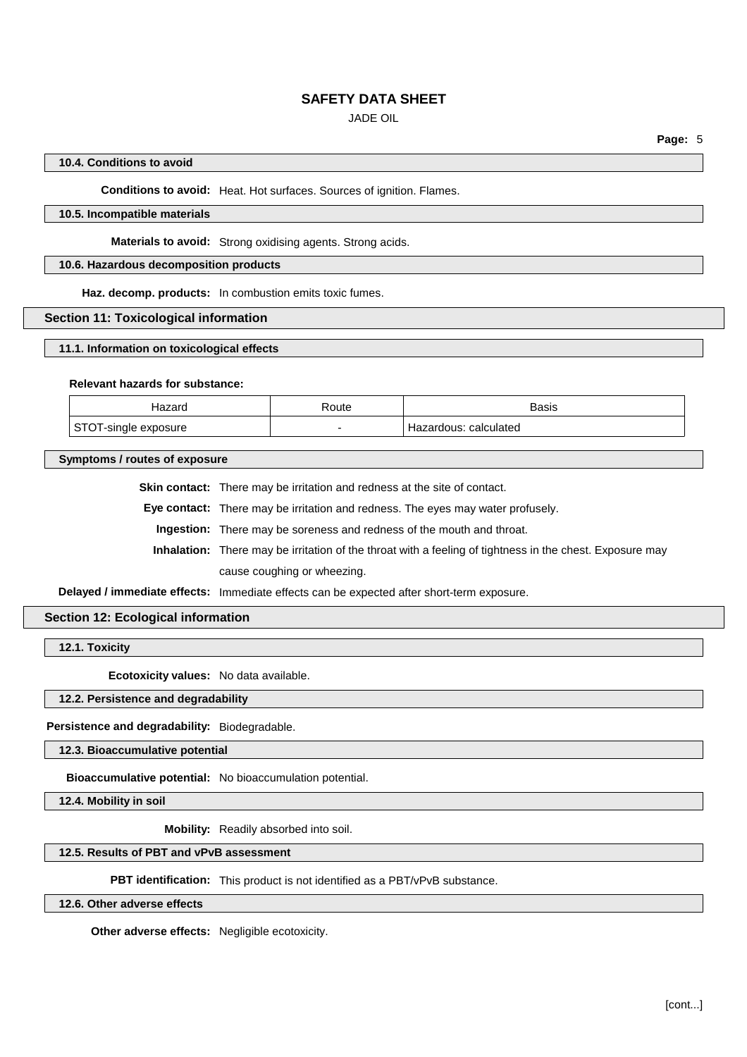### 10.4. Conditions to avoid

**Conditions to avoid:** Heat. Hot surfaces. Sources of ignition. Flames.

### 10.5. Incompatible materials

**Materials to avoid:** Strong oxidising agents. Strong acids.

### 10.6. Hazardous decomposition products

**Haz. decomp. products:** In combustion emits toxic fumes.

## Section 11: Toxicological information

### 11.1. Information on toxicological effects

**Relevant hazards for substance:**

| Hazard | Route | Basis |
|---|---|---|
| STOT-single exposure | - | Hazardous: calculated |

### Symptoms / routes of exposure

**Skin contact:** There may be irritation and redness at the site of contact.

**Eye contact:** There may be irritation and redness. The eyes may water profusely.

**Ingestion:** There may be soreness and redness of the mouth and throat.

**Inhalation:** There may be irritation of the throat with a feeling of tightness in the chest. Exposure may cause coughing or wheezing.

**Delayed / immediate effects:** Immediate effects can be expected after short-term exposure.

## Section 12: Ecological information

### 12.1. Toxicity

**Ecotoxicity values:** No data available.

### 12.2. Persistence and degradability

**Persistence and degradability:** Biodegradable.

### 12.3. Bioaccumulative potential

**Bioaccumulative potential:** No bioaccumulation potential.

### 12.4. Mobility in soil

**Mobility:** Readily absorbed into soil.

### 12.5. Results of PBT and vPvB assessment

**PBT identification:** This product is not identified as a PBT/vPvB substance.

### 12.6. Other adverse effects

**Other adverse effects:** Negligible ecotoxicity.

[cont...]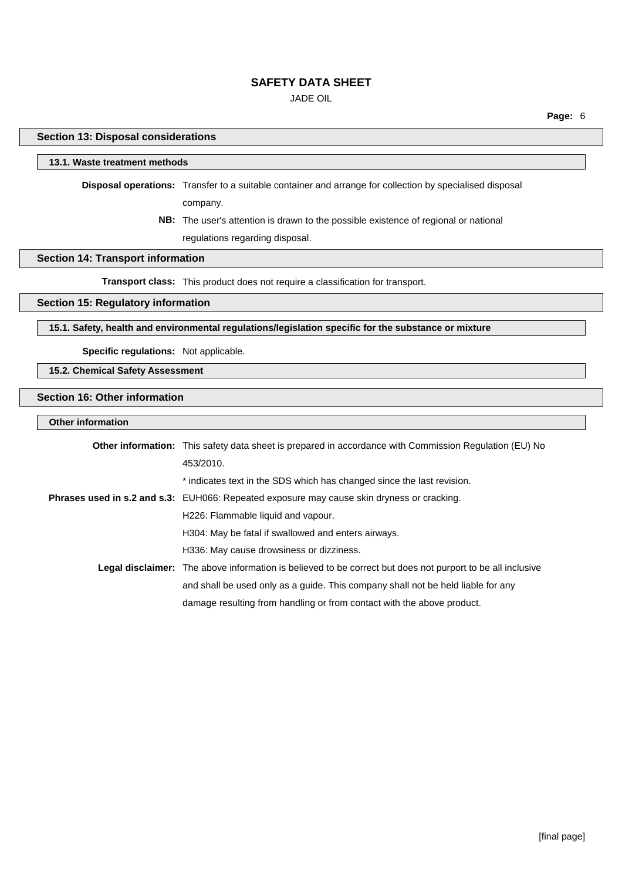## Section 13: Disposal considerations

### 13.1. Waste treatment methods

**Disposal operations:** Transfer to a suitable container and arrange for collection by specialised disposal company.

**NB:** The user's attention is drawn to the possible existence of regional or national regulations regarding disposal.

## Section 14: Transport information

**Transport class:** This product does not require a classification for transport.

## Section 15: Regulatory information

### 15.1. Safety, health and environmental regulations/legislation specific for the substance or mixture

**Specific regulations:** Not applicable.

### 15.2. Chemical Safety Assessment

## Section 16: Other information

### Other information

**Other information:** This safety data sheet is prepared in accordance with Commission Regulation (EU) No 453/2010.

\* indicates text in the SDS which has changed since the last revision.

**Phrases used in s.2 and s.3:** EUH066: Repeated exposure may cause skin dryness or cracking.

H226: Flammable liquid and vapour.

H304: May be fatal if swallowed and enters airways.

H336: May cause drowsiness or dizziness.

**Legal disclaimer:** The above information is believed to be correct but does not purport to be all inclusive and shall be used only as a guide. This company shall not be held liable for any damage resulting from handling or from contact with the above product.

[final page]